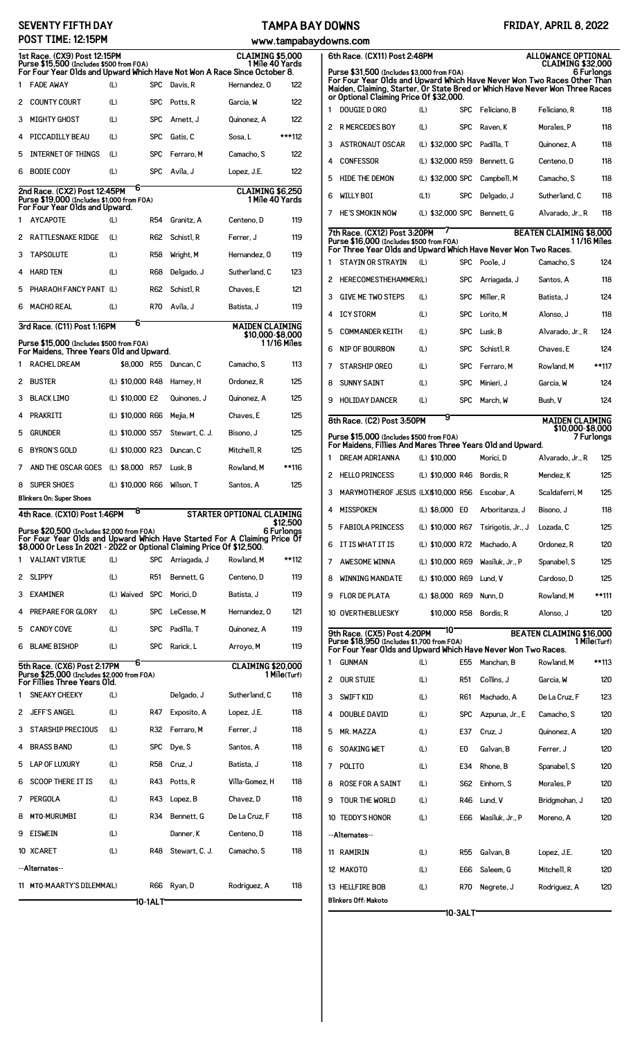# SEVENTY FIFTH DAY — TAMPA BAY DOWNS — FRIDAY, APRIL 8, 2022

**POST TIME: 12:15PM** — www.tampabaydowns.com

## 1st Race. (CX9) Post 12:15PM — CLAIMING $5,000

Purse $15,500 (Includes $500 from FOA) — 1 Mile 40 Yards

For Four Year Olds and Upward Which Have Not Won A Race Since October 8.

| # | Horse | Med | | | Trainer | Jockey | Wt |
|---|---|---|---|---|---|---|---|
| 1 | FADE AWAY | (L) | | SPC | Davis, R | Hernandez, O | 122 |
| 2 | COUNTY COURT | (L) | | SPC | Potts, R | Garcia, W | 122 |
| 3 | MIGHTY GHOST | (L) | | SPC | Arnett, J | Quinonez, A | 122 |
| 4 | PICCADILLY BEAU | (L) | | SPC | Gatis, C | Sosa, L | ***112 |
| 5 | INTERNET OF THINGS | (L) | | SPC | Ferraro, M | Camacho, S | 122 |
| 6 | BODIE CODY | (L) | | SPC | Avila, J | Lopez, J.E. | 122 |

## 2nd Race. (CX2) Post 12:45PM — 6 — CLAIMING $6,250

Purse $19,000 (Includes $1,000 from FOA) — 1 Mile 40 Yards

For Four Year Olds and Upward.

| # | Horse | Med | | | Trainer | Jockey | Wt |
|---|---|---|---|---|---|---|---|
| 1 | AYCAPOTE | (L) | | R54 | Granitz, A | Centeno, D | 119 |
| 2 | RATTLESNAKE RIDGE | (L) | | R62 | Schistl, R | Ferrer, J | 119 |
| 3 | TAPSOLUTE | (L) | | R58 | Wright, M | Hernandez, O | 119 |
| 4 | HARD TEN | (L) | | R68 | Delgado, J | Sutherland, C | 123 |
| 5 | PHARAOH FANCY PANT | (L) | | R62 | Schistl, R | Chaves, E | 121 |
| 6 | MACHO REAL | (L) | | R70 | Avila, J | Batista, J | 119 |

## 3rd Race. (C11) Post 1:16PM — 6 — MAIDEN CLAIMING $10,000-$8,000

Purse $15,000 (Includes $500 from FOA) — 1 1/16 Miles

For Maidens, Three Years Old and Upward.

| # | Horse | Med | Claim | | Trainer | Jockey | Wt |
|---|---|---|---|---|---|---|---|
| 1 | RACHEL DREAM | | $8,000 | R55 | Duncan, C | Camacho, S | 113 |
| 2 | BUSTER | (L) | $10,000 | R48 | Harney, H | Ordonez, R | 125 |
| 3 | BLACK LIMO | (L) | $10,000 | E2 | Quinones, J | Quinonez, A | 125 |
| 4 | PRAKRITI | (L) | $10,000 | R66 | Mejia, M | Chaves, E | 125 |
| 5 | GRUNDER | (L) | $10,000 | S57 | Stewart, C. J. | Bisono, J | 125 |
| 6 | BYRON'S GOLD | (L) | $10,000 | R23 | Duncan, C | Mitchell, R | 125 |
| 7 | AND THE OSCAR GOES | (L) | $8,000 | R57 | Lusk, B | Rowland, M | **116 |
| 8 | SUPER SHOES | (L) | $10,000 | R66 | Wilson, T | Santos, A | 125 |

Blinkers On: Super Shoes

## 4th Race. (CX10) Post 1:46PM — 8 — STARTER OPTIONAL CLAIMING $12,500

Purse $20,500 (Includes $2,000 from FOA) — 6 Furlongs

For Four Year Olds and Upward Which Have Started For A Claiming Price Of $8,000 Or Less In 2021 - 2022 or Optional Claiming Price Of $12,500.

| # | Horse | Med | Claim | | Trainer | Jockey | Wt |
|---|---|---|---|---|---|---|---|
| 1 | VALIANT VIRTUE | (L) | | SPC | Arriagada, J | Rowland, M | **112 |
| 2 | SLIPPY | (L) | | R51 | Bennett, G | Centeno, D | 119 |
| 3 | EXAMINER | (L) | Waived | SPC | Morici, D | Batista, J | 119 |
| 4 | PREPARE FOR GLORY | (L) | | SPC | LeCesse, M | Hernandez, O | 121 |
| 5 | CANDY COVE | (L) | | SPC | Padilla, T | Quinonez, A | 119 |
| 6 | BLAME BISHOP | (L) | | SPC | Rarick, L | Arroyo, M | 119 |

## 5th Race. (CX6) Post 2:17PM — 6 — CLAIMING $20,000

Purse $25,000 (Includes $2,000 from FOA) — 1 Mile(Turf)

For Fillies Three Years Old.

| # | Horse | Med | | | Trainer | Jockey | Wt |
|---|---|---|---|---|---|---|---|
| 1 | SNEAKY CHEEKY | (L) | | | Delgado, J | Sutherland, C | 118 |
| 2 | JEFF'S ANGEL | (L) | | R47 | Exposito, A | Lopez, J.E. | 118 |
| 3 | STARSHIP PRECIOUS | (L) | | R32 | Ferraro, M | Ferrer, J | 118 |
| 4 | BRASS BAND | (L) | | SPC | Dye, S | Santos, A | 118 |
| 5 | LAP OF LUXURY | (L) | | R58 | Cruz, J | Batista, J | 118 |
| 6 | SCOOP THERE IT IS | (L) | | R43 | Potts, R | Villa-Gomez, H | 118 |
| 7 | PERGOLA | (L) | | R43 | Lopez, B | Chavez, D | 118 |
| 8 | MTO-MURUMBI | (L) | | R34 | Bennett, G | De La Cruz, F | 118 |
| 9 | EISWEIN | (L) | | | Danner, K | Centeno, D | 118 |
| 10 | XCARET | (L) | | R48 | Stewart, C. J. | Camacho, S | 118 |
| | --Alternates-- | | | | | | |
| 11 | MTO-MAARTY'S DILEMMA | (L) | | R66 | Ryan, D | Rodriguez, A | 118 |

10-1ALT

## 6th Race. (CX11) Post 2:48PM — ALLOWANCE OPTIONAL CLAIMING $32,000

Purse $31,500 (Includes $3,000 from FOA) — 6 Furlongs

For Four Year Olds and Upward Which Have Never Won Two Races Other Than Maiden, Claiming, Starter, Or State Bred or Which Have Never Won Three Races or Optional Claiming Price Of $32,000.

| # | Horse | Med | Claim | | Trainer | Jockey | Wt |
|---|---|---|---|---|---|---|---|
| 1 | DOUGIE D ORO | (L) | | SPC | Feliciano, B | Feliciano, R | 118 |
| 2 | R MERCEDES BOY | (L) | | SPC | Raven, K | Morales, P | 118 |
| 3 | ASTRONAUT OSCAR | (L) | $32,000 | SPC | Padilla, T | Quinonez, A | 118 |
| 4 | CONFESSOR | (L) | $32,000 | R59 | Bennett, G | Centeno, D | 118 |
| 5 | HIDE THE DEMON | (L) | $32,000 | SPC | Campbell, M | Camacho, S | 118 |
| 6 | WILLY BOI | (L1) | | SPC | Delgado, J | Sutherland, C | 118 |
| 7 | HE'S SMOKIN NOW | (L) | $32,000 | SPC | Bennett, G | Alvarado, Jr., R | 118 |

## 7th Race. (CX12) Post 3:20PM — 7 — BEATEN CLAIMING $8,000

Purse $16,000 (Includes $500 from FOA) — 1 1/16 Miles

For Three Year Olds and Upward Which Have Never Won Two Races.

| # | Horse | Med | | | Trainer | Jockey | Wt |
|---|---|---|---|---|---|---|---|
| 1 | STAYIN OR STRAYIN | (L) | | SPC | Poole, J | Camacho, S | 124 |
| 2 | HERECOMESTHEHAMMER | (L) | | SPC | Arriagada, J | Santos, A | 118 |
| 3 | GIVE ME TWO STEPS | (L) | | SPC | Miller, R | Batista, J | 124 |
| 4 | ICY STORM | (L) | | SPC | Lorito, M | Alonso, J | 118 |
| 5 | COMMANDER KEITH | (L) | | SPC | Lusk, B | Alvarado, Jr., R | 124 |
| 6 | NIP OF BOURBON | (L) | | SPC | Schistl, R | Chaves, E | 124 |
| 7 | STARSHIP OREO | (L) | | SPC | Ferraro, M | Rowland, M | **117 |
| 8 | SUNNY SAINT | (L) | | SPC | Minieri, J | Garcia, W | 124 |
| 9 | HOLIDAY DANCER | (L) | | SPC | March, W | Bush, V | 124 |

## 8th Race. (C2) Post 3:50PM — 9 — MAIDEN CLAIMING $10,000-$8,000

Purse $15,000 (Includes $500 from FOA) — 7 Furlongs

For Maidens, Fillies And Mares Three Years Old and Upward.

| # | Horse | Med | Claim | | Trainer | Jockey | Wt |
|---|---|---|---|---|---|---|---|
| 1 | DREAM ADRIANNA | (L) | $10,000 | | Morici, D | Alvarado, Jr., R | 125 |
| 2 | HELLO PRINCESS | (L) | $10,000 | R46 | Bordis, R | Mendez, K | 125 |
| 3 | MARYMOTHEROF JESUS | (LX) | $10,000 | R56 | Escobar, A | Scaldaferri, M | 125 |
| 4 | MISSPOKEN | (L) | $8,000 | E0 | Arboritanza, J | Bisono, J | 118 |
| 5 | FABIOLA PRINCESS | (L) | $10,000 | R67 | Tsirigotis, Jr., J | Lozada, C | 125 |
| 6 | IT IS WHAT IT IS | (L) | $10,000 | R72 | Machado, A | Ordonez, R | 120 |
| 7 | AWESOME WINNA | (L) | $10,000 | R69 | Wasiluk, Jr., P | Spanabel, S | 125 |
| 8 | WINNING MANDATE | (L) | $10,000 | R69 | Lund, V | Cardoso, D | 125 |
| 9 | FLOR DE PLATA | (L) | $8,000 | R69 | Nunn, D | Rowland, M | **111 |
| 10 | OVERTHEBLUESKY | | $10,000 | R58 | Bordis, R | Alonso, J | 120 |

## 9th Race. (CX5) Post 4:20PM — 10 — BEATEN CLAIMING $16,000

Purse $18,950 (Includes $1,700 from FOA) — 1 Mile(Turf)

For Four Year Olds and Upward Which Have Never Won Two Races.

| # | Horse | Med | | | Trainer | Jockey | Wt |
|---|---|---|---|---|---|---|---|
| 1 | GUNMAN | (L) | | E55 | Manchan, B | Rowland, M | **113 |
| 2 | OUR STUIE | (L) | | R51 | Collins, J | Garcia, W | 120 |
| 3 | SWIFT KID | (L) | | R61 | Machado, A | De La Cruz, F | 123 |
| 4 | DOUBLE DAVID | (L) | | SPC | Azpurua, Jr., E | Camacho, S | 120 |
| 5 | MR. MAZZA | (L) | | E37 | Cruz, J | Quinonez, A | 120 |
| 6 | SOAKING WET | (L) | | E0 | Galvan, B | Ferrer, J | 120 |
| 7 | POLITO | (L) | | E34 | Rhone, B | Spanabel, S | 120 |
| 8 | ROSE FOR A SAINT | (L) | | S62 | Einhorn, S | Morales, P | 120 |
| 9 | TOUR THE WORLD | (L) | | R46 | Lund, V | Bridgmohan, J | 120 |
| 10 | TEDDY'S HONOR | (L) | | E66 | Wasiluk, Jr., P | Moreno, A | 120 |
| | --Alternates-- | | | | | | |
| 11 | RAMIRIN | (L) | | R55 | Galvan, B | Lopez, J.E. | 120 |
| 12 | MAKOTO | (L) | | E66 | Saleem, G | Mitchell, R | 120 |
| 13 | HELLFIRE BOB | (L) | | R70 | Negrete, J | Rodriguez, A | 120 |

Blinkers Off: Makoto

10-3ALT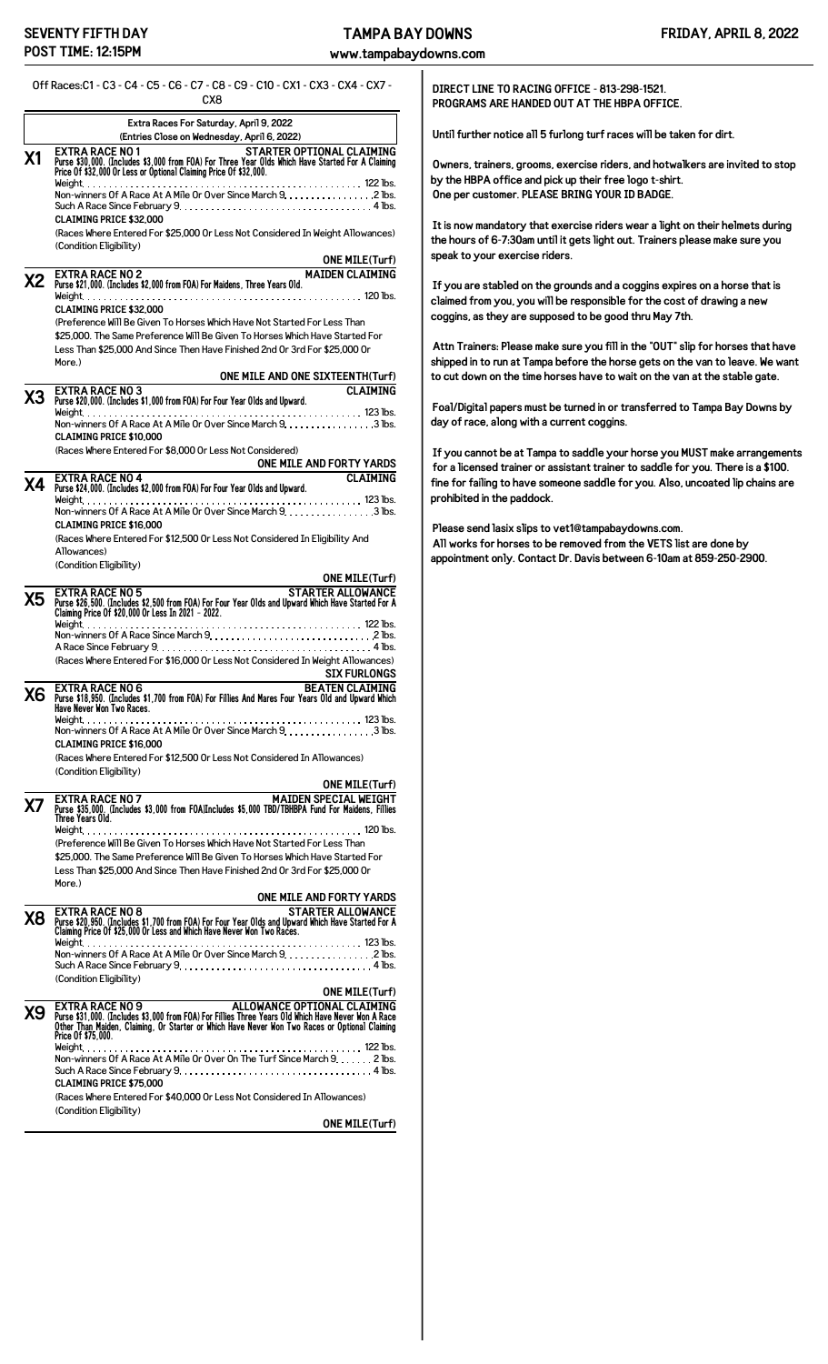SEVENTY FIFTH DAY
POST TIME: 12:15PM

TAMPA BAY DOWNS
www.tampabaydowns.com

FRIDAY, APRIL 8, 2022

Off Races:C1 - C3 - C4 - C5 - C6 - C7 - C8 - C9 - C10 - CX1 - CX3 - CX4 - CX7 - CX8

## Extra Races For Saturday, April 9, 2022
(Entries Close on Wednesday, April 6, 2022)

**X1** **EXTRA RACE NO 1** — **STARTER OPTIONAL CLAIMING**
**Purse $30,000. (Includes $3,000 from FOA) For Three Year Olds Which Have Started For A Claiming Price Of $32,000 Or Less or Optional Claiming Price Of $32,000.**
Weight. . . . . 122 lbs.
Non-winners Of A Race At A Mile Or Over Since March 9. . . . . 2 lbs.
Such A Race Since February 9. . . . . 4 lbs.
**CLAIMING PRICE $32,000**
(Races Where Entered For $25,000 Or Less Not Considered In Weight Allowances)
(Condition Eligibility)
**ONE MILE(Turf)**

**X2** **EXTRA RACE NO 2** — **MAIDEN CLAIMING**
**Purse $21,000. (Includes $2,000 from FOA) For Maidens, Three Years Old.**
Weight. . . . . 120 lbs.
**CLAIMING PRICE $32,000**
(Preference Will Be Given To Horses Which Have Not Started For Less Than $25,000. The Same Preference Will Be Given To Horses Which Have Started For Less Than $25,000 And Since Then Have Finished 2nd Or 3rd For $25,000 Or More.)
**ONE MILE AND ONE SIXTEENTH(Turf)**

**X3** **EXTRA RACE NO 3** — **CLAIMING**
**Purse $20,000. (Includes $1,000 from FOA) For Four Year Olds and Upward.**
Weight. . . . . 123 lbs.
Non-winners Of A Race At A Mile Or Over Since March 9. . . . . 3 lbs.
**CLAIMING PRICE $10,000**
(Races Where Entered For $8,000 Or Less Not Considered)
**ONE MILE AND FORTY YARDS**

**X4** **EXTRA RACE NO 4** — **CLAIMING**
**Purse $24,000. (Includes $2,000 from FOA) For Four Year Olds and Upward.**
Weight. . . . . 123 lbs.
Non-winners Of A Race At A Mile Or Over Since March 9. . . . . 3 lbs.
**CLAIMING PRICE $16,000**
(Races Where Entered For $12,500 Or Less Not Considered In Eligibility And Allowances)
(Condition Eligibility)
**ONE MILE(Turf)**

**X5** **EXTRA RACE NO 5** — **STARTER ALLOWANCE**
**Purse $26,500. (Includes $2,500 from FOA) For Four Year Olds and Upward Which Have Started For A Claiming Price Of $20,000 Or Less In 2021 - 2022.**
Weight. . . . . 122 lbs.
Non-winners Of A Race Since March 9. . . . . 2 lbs.
A Race Since February 9. . . . . 4 lbs.
(Races Where Entered For $16,000 Or Less Not Considered In Weight Allowances)
**SIX FURLONGS**

**X6** **EXTRA RACE NO 6** — **BEATEN CLAIMING**
**Purse $18,950. (Includes $1,700 from FOA) For Fillies And Mares Four Years Old and Upward Which Have Never Won Two Races.**
Weight. . . . . 123 lbs.
Non-winners Of A Race At A Mile Or Over Since March 9. . . . . 3 lbs.
**CLAIMING PRICE $16,000**
(Races Where Entered For $12,500 Or Less Not Considered In Allowances)
(Condition Eligibility)
**ONE MILE(Turf)**

**X7** **EXTRA RACE NO 7** — **MAIDEN SPECIAL WEIGHT**
**Purse $35,000. (Includes $3,000 from FOA)Includes $5,000 TBD/TBHBPA Fund For Maidens, Fillies Three Years Old.**
Weight. . . . . 120 lbs.
(Preference Will Be Given To Horses Which Have Not Started For Less Than $25,000. The Same Preference Will Be Given To Horses Which Have Started For Less Than $25,000 And Since Then Have Finished 2nd Or 3rd For $25,000 Or More.)
**ONE MILE AND FORTY YARDS**

**X8** **EXTRA RACE NO 8** — **STARTER ALLOWANCE**
**Purse $20,950. (Includes $1,700 from FOA) For Four Year Olds and Upward Which Have Started For A Claiming Price Of $25,000 Or Less and Which Have Never Won Two Races.**
Weight. . . . . 123 lbs.
Non-winners Of A Race At A Mile Or Over Since March 9. . . . . 2 lbs.
Such A Race Since February 9. . . . . 4 lbs.
(Condition Eligibility)
**ONE MILE(Turf)**

**X9** **EXTRA RACE NO 9** — **ALLOWANCE OPTIONAL CLAIMING**
**Purse $31,000. (Includes $3,000 from FOA) For Fillies Three Years Old Which Have Never Won A Race Other Than Maiden, Claiming, Or Starter or Which Have Never Won Two Races or Optional Claiming Price Of $75,000.**
Weight. . . . . 122 lbs.
Non-winners Of A Race At A Mile Or Over On The Turf Since March 9. . . . . 2 lbs.
Such A Race Since February 9. . . . . 4 lbs.
**CLAIMING PRICE $75,000**
(Races Where Entered For $40,000 Or Less Not Considered In Allowances)
(Condition Eligibility)
**ONE MILE(Turf)**

---

**DIRECT LINE TO RACING OFFICE - 813-298-1521.**
**PROGRAMS ARE HANDED OUT AT THE HBPA OFFICE.**

Until further notice all 5 furlong turf races will be taken for dirt.

Owners, trainers, grooms, exercise riders, and hotwalkers are invited to stop by the HBPA office and pick up their free logo t-shirt.
One per customer. PLEASE BRING YOUR ID BADGE.

It is now mandatory that exercise riders wear a light on their helmets during the hours of 6-7:30am until it gets light out. Trainers please make sure you speak to your exercise riders.

If you are stabled on the grounds and a coggins expires on a horse that is claimed from you, you will be responsible for the cost of drawing a new coggins, as they are supposed to be good thru May 7th.

Attn Trainers: Please make sure you fill in the "OUT" slip for horses that have shipped in to run at Tampa before the horse gets on the van to leave. We want to cut down on the time horses have to wait on the van at the stable gate.

Foal/Digital papers must be turned in or transferred to Tampa Bay Downs by day of race, along with a current coggins.

If you cannot be at Tampa to saddle your horse you MUST make arrangements for a licensed trainer or assistant trainer to saddle for you. There is a $100. fine for failing to have someone saddle for you. Also, uncoated lip chains are prohibited in the paddock.

Please send lasix slips to vet1@tampabaydowns.com.
All works for horses to be removed from the VETS list are done by appointment only. Contact Dr. Davis between 6-10am at 859-250-2900.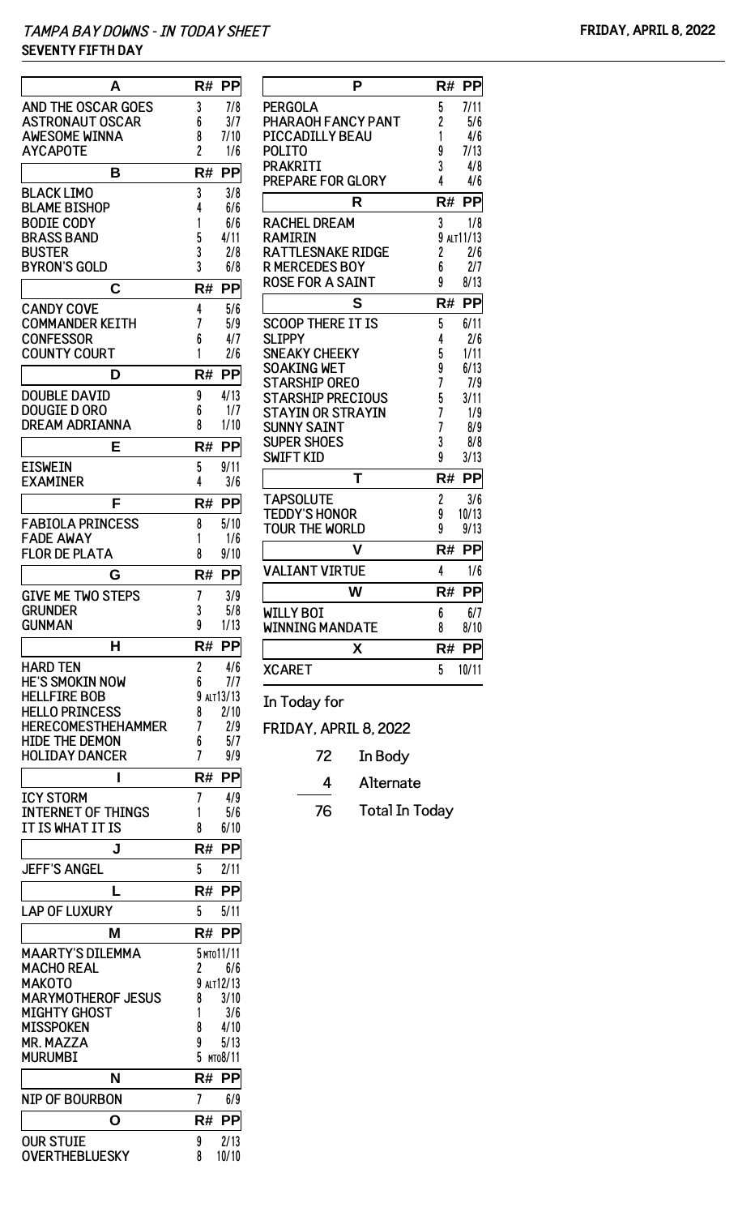## TAMPA BAY DOWNS - IN TODAY SHEET

**FRIDAY, APRIL 8, 2022**

**SEVENTY FIFTH DAY**

| A | R# | PP |
|---|---|---|
| AND THE OSCAR GOES | 3 | 7/8 |
| ASTRONAUT OSCAR | 6 | 3/7 |
| AWESOME WINNA | 8 | 7/10 |
| AYCAPOTE | 2 | 1/6 |
| **B** | **R#** | **PP** |
| BLACK LIMO | 3 | 3/8 |
| BLAME BISHOP | 4 | 6/6 |
| BODIE CODY | 1 | 6/6 |
| BRASS BAND | 5 | 4/11 |
| BUSTER | 3 | 2/8 |
| BYRON'S GOLD | 3 | 6/8 |
| **C** | **R#** | **PP** |
| CANDY COVE | 4 | 5/6 |
| COMMANDER KEITH | 7 | 5/9 |
| CONFESSOR | 6 | 4/7 |
| COUNTY COURT | 1 | 2/6 |
| **D** | **R#** | **PP** |
| DOUBLE DAVID | 9 | 4/13 |
| DOUGIE D ORO | 6 | 1/7 |
| DREAM ADRIANNA | 8 | 1/10 |
| **E** | **R#** | **PP** |
| EISWEIN | 5 | 9/11 |
| EXAMINER | 4 | 3/6 |
| **F** | **R#** | **PP** |
| FABIOLA PRINCESS | 8 | 5/10 |
| FADE AWAY | 1 | 1/6 |
| FLOR DE PLATA | 8 | 9/10 |
| **G** | **R#** | **PP** |
| GIVE ME TWO STEPS | 7 | 3/9 |
| GRUNDER | 3 | 5/8 |
| GUNMAN | 9 | 1/13 |
| **H** | **R#** | **PP** |
| HARD TEN | 2 | 4/6 |
| HE'S SMOKIN NOW | 6 | 7/7 |
| HELLFIRE BOB | 9 ALT | 13/13 |
| HELLO PRINCESS | 8 | 2/10 |
| HERECOMESTHEHAMMER | 7 | 2/9 |
| HIDE THE DEMON | 6 | 5/7 |
| HOLIDAY DANCER | 7 | 9/9 |
| **I** | **R#** | **PP** |
| ICY STORM | 7 | 4/9 |
| INTERNET OF THINGS | 1 | 5/6 |
| IT IS WHAT IT IS | 8 | 6/10 |
| **J** | **R#** | **PP** |
| JEFF'S ANGEL | 5 | 2/11 |
| **L** | **R#** | **PP** |
| LAP OF LUXURY | 5 | 5/11 |
| **M** | **R#** | **PP** |
| MAARTY'S DILEMMA | 5 MTO | 11/11 |
| MACHO REAL | 2 | 6/6 |
| MAKOTO | 9 ALT | 12/13 |
| MARYMOTHEROF JESUS | 8 | 3/10 |
| MIGHTY GHOST | 1 | 3/6 |
| MISSPOKEN | 8 | 4/10 |
| MR. MAZZA | 9 | 5/13 |
| MURUMBI | 5 MTO | 8/11 |
| **N** | **R#** | **PP** |
| NIP OF BOURBON | 7 | 6/9 |
| **O** | **R#** | **PP** |
| OUR STUIE | 9 | 2/13 |
| OVERTHEBLUESKY | 8 | 10/10 |
| **P** | **R#** | **PP** |
| PERGOLA | 5 | 7/11 |
| PHARAOH FANCY PANT | 2 | 5/6 |
| PICCADILLY BEAU | 1 | 4/6 |
| POLITO | 9 | 7/13 |
| PRAKRITI | 3 | 4/8 |
| PREPARE FOR GLORY | 4 | 4/6 |
| **R** | **R#** | **PP** |
| RACHEL DREAM | 3 | 1/8 |
| RAMIRIN | 9 ALT | 11/13 |
| RATTLESNAKE RIDGE | 2 | 2/6 |
| R MERCEDES BOY | 6 | 2/7 |
| ROSE FOR A SAINT | 9 | 8/13 |
| **S** | **R#** | **PP** |
| SCOOP THERE IT IS | 5 | 6/11 |
| SLIPPY | 4 | 2/6 |
| SNEAKY CHEEKY | 5 | 1/11 |
| SOAKING WET | 9 | 6/13 |
| STARSHIP OREO | 7 | 7/9 |
| STARSHIP PRECIOUS | 5 | 3/11 |
| STAYIN OR STRAYIN | 7 | 1/9 |
| SUNNY SAINT | 7 | 8/9 |
| SUPER SHOES | 3 | 8/8 |
| SWIFT KID | 9 | 3/13 |
| **T** | **R#** | **PP** |
| TAPSOLUTE | 2 | 3/6 |
| TEDDY'S HONOR | 9 | 10/13 |
| TOUR THE WORLD | 9 | 9/13 |
| **V** | **R#** | **PP** |
| VALIANT VIRTUE | 4 | 1/6 |
| **W** | **R#** | **PP** |
| WILLY BOI | 6 | 6/7 |
| WINNING MANDATE | 8 | 8/10 |
| **X** | **R#** | **PP** |
| XCARET | 5 | 10/11 |

In Today for

FRIDAY, APRIL 8, 2022

| | |
|---|---|
| 72 | In Body |
| 4 | Alternate |
| 76 | Total In Today |